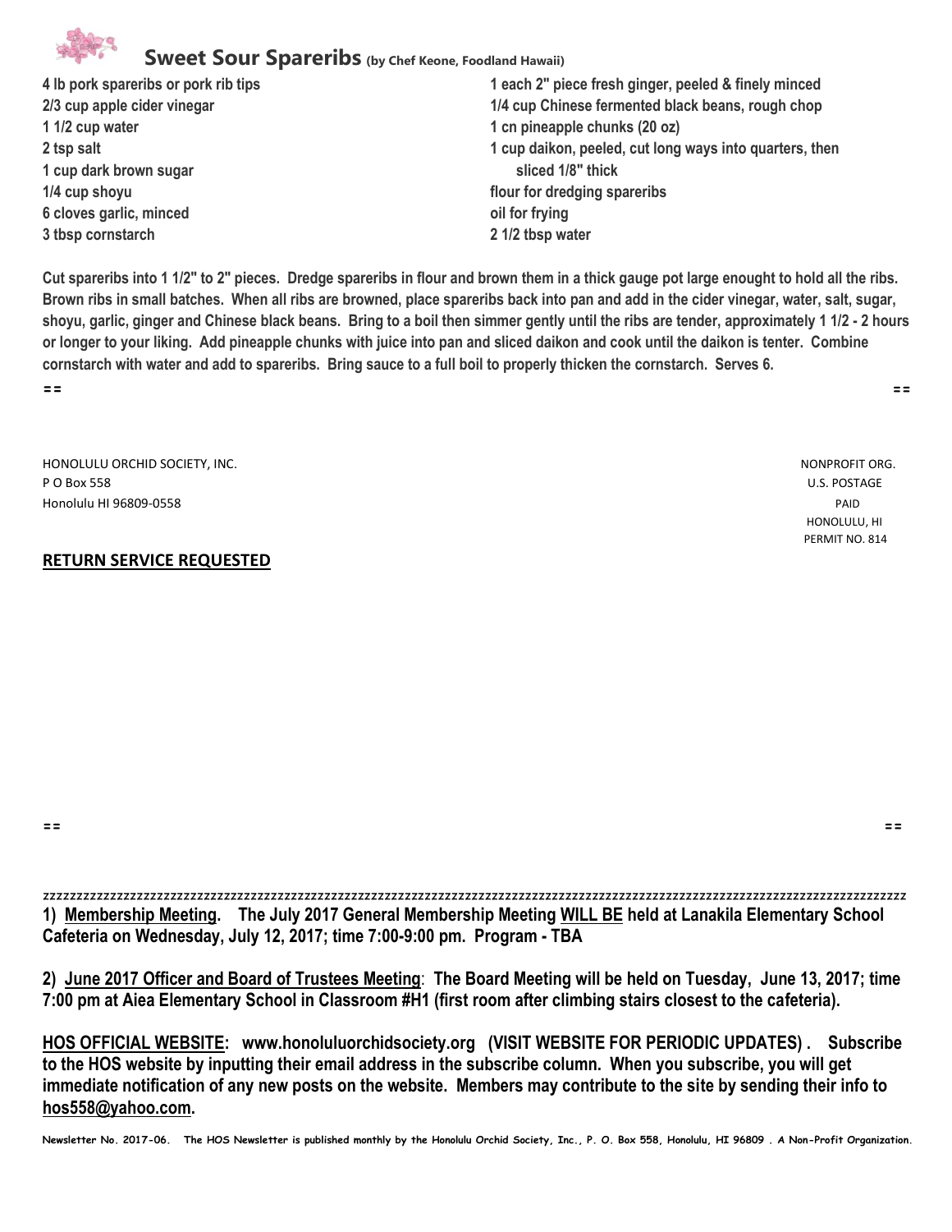## Sweet Sour Spareribs (by Chef Keone, Foodland Hawaii)

**4 lb pork spareribs or pork rib tips**
**2/3 cup apple cider vinegar**
**1 1/2 cup water**
**2 tsp salt**
**1 cup dark brown sugar**
**1/4 cup shoyu**
**6 cloves garlic, minced**
**3 tbsp cornstarch**
**1 each 2" piece fresh ginger, peeled & finely minced**
**1/4 cup Chinese fermented black beans, rough chop**
**1 cn pineapple chunks (20 oz)**
**1 cup daikon, peeled, cut long ways into quarters, then sliced 1/8" thick**
**flour for dredging spareribs**
**oil for frying**
**2 1/2 tbsp water**

**Cut spareribs into 1 1/2" to 2" pieces. Dredge spareribs in flour and brown them in a thick gauge pot large enought to hold all the ribs. Brown ribs in small batches. When all ribs are browned, place spareribs back into pan and add in the cider vinegar, water, salt, sugar, shoyu, garlic, ginger and Chinese black beans. Bring to a boil then simmer gently until the ribs are tender, approximately 1 1/2 - 2 hours or longer to your liking. Add pineapple chunks with juice into pan and sliced daikon and cook until the daikon is tenter. Combine cornstarch with water and add to spareribs. Bring sauce to a full boil to properly thicken the cornstarch. Serves 6.**

HONOLULU ORCHID SOCIETY, INC.
P O Box 558
Honolulu HI 96809-0558

NONPROFIT ORG.
U.S. POSTAGE
PAID
HONOLULU, HI
PERMIT NO. 814

**RETURN SERVICE REQUESTED**

zzzzzzzzzzzzzzzzzzzzzzzzzzzzzzzzzzzzzzzzzzzzzzzzzzzzzzzzzzzzzzzzzzzzzzzzzzzzzzzzzzzzzzzzzzzzzzzzzzzzzzzzzzzzzzzzzzzzzzzzzzzzzz

**1) Membership Meeting. The July 2017 General Membership Meeting WILL BE held at Lanakila Elementary School Cafeteria on Wednesday, July 12, 2017; time 7:00-9:00 pm. Program - TBA**

**2) June 2017 Officer and Board of Trustees Meeting: The Board Meeting will be held on Tuesday, June 13, 2017; time 7:00 pm at Aiea Elementary School in Classroom #H1 (first room after climbing stairs closest to the cafeteria).**

**HOS OFFICIAL WEBSITE: www.honoluluorchidsociety.org (VISIT WEBSITE FOR PERIODIC UPDATES) . Subscribe to the HOS website by inputting their email address in the subscribe column. When you subscribe, you will get immediate notification of any new posts on the website. Members may contribute to the site by sending their info to hos558@yahoo.com.**

**Newsletter No. 2017-06. The HOS Newsletter is published monthly by the Honolulu Orchid Society, Inc., P. O. Box 558, Honolulu, HI 96809 . A Non-Profit Organization.**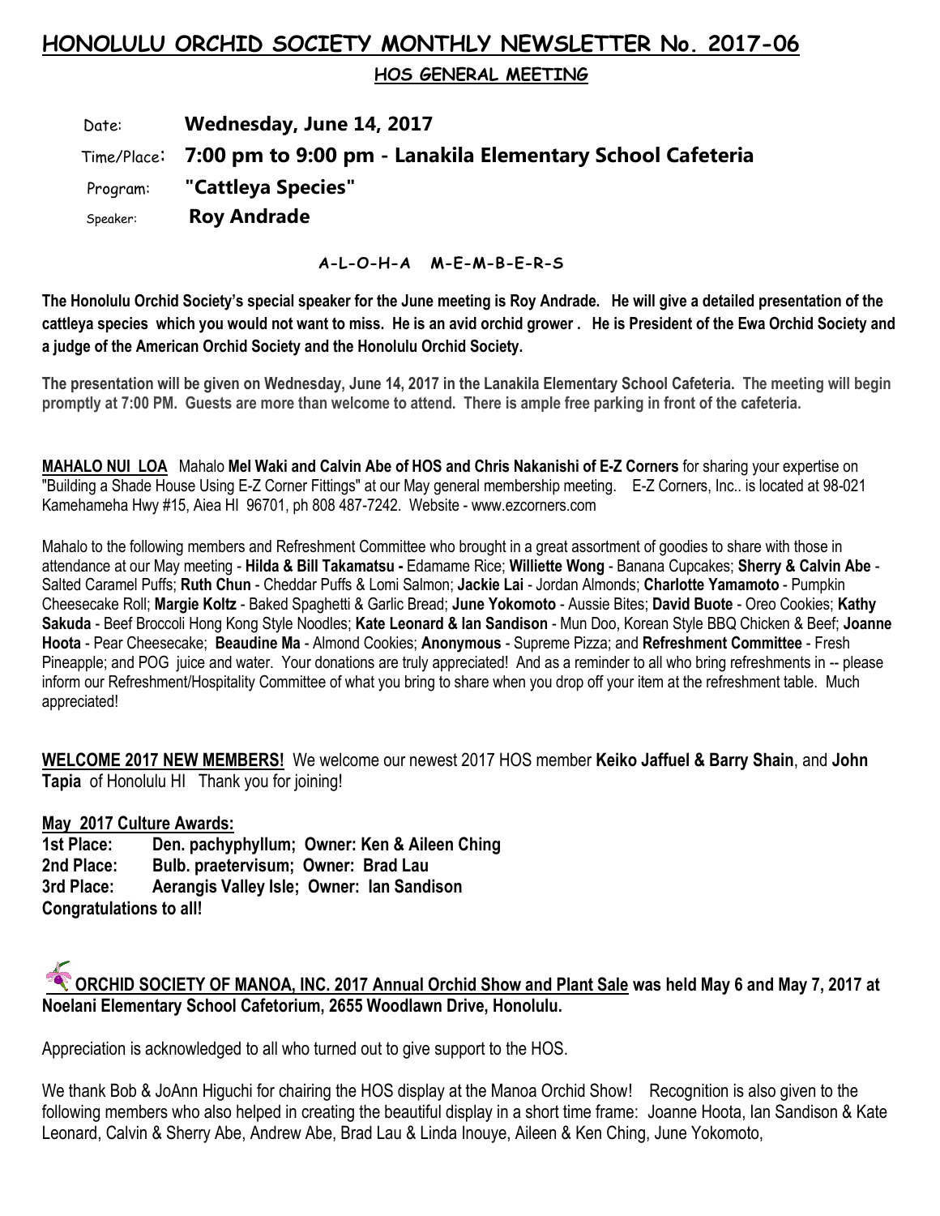# HONOLULU ORCHID SOCIETY MONTHLY NEWSLETTER No. 2017-06

## HOS GENERAL MEETING

Date: **Wednesday, June 14, 2017**

Time/Place: **7:00 pm to 9:00 pm - Lanakila Elementary School Cafeteria**

Program: **"Cattleya Species"**

Speaker: **Roy Andrade**

**A-L-O-H-A M-E-M-B-E-R-S**

**The Honolulu Orchid Society's special speaker for the June meeting is Roy Andrade. He will give a detailed presentation of the cattleya species which you would not want to miss. He is an avid orchid grower . He is President of the Ewa Orchid Society and a judge of the American Orchid Society and the Honolulu Orchid Society.**

**The presentation will be given on Wednesday, June 14, 2017 in the Lanakila Elementary School Cafeteria. The meeting will begin promptly at 7:00 PM. Guests are more than welcome to attend. There is ample free parking in front of the cafeteria.**

**MAHALO NUI LOA** Mahalo **Mel Waki and Calvin Abe of HOS and Chris Nakanishi of E-Z Corners** for sharing your expertise on "Building a Shade House Using E-Z Corner Fittings" at our May general membership meeting. E-Z Corners, Inc.. is located at 98-021 Kamehameha Hwy #15, Aiea HI 96701, ph 808 487-7242. Website - www.ezcorners.com

Mahalo to the following members and Refreshment Committee who brought in a great assortment of goodies to share with those in attendance at our May meeting - **Hilda & Bill Takamatsu -** Edamame Rice; **Williette Wong** - Banana Cupcakes; **Sherry & Calvin Abe** - Salted Caramel Puffs; **Ruth Chun** - Cheddar Puffs & Lomi Salmon; **Jackie Lai** - Jordan Almonds; **Charlotte Yamamoto** - Pumpkin Cheesecake Roll; **Margie Koltz** - Baked Spaghetti & Garlic Bread; **June Yokomoto** - Aussie Bites; **David Buote** - Oreo Cookies; **Kathy Sakuda** - Beef Broccoli Hong Kong Style Noodles; **Kate Leonard & Ian Sandison** - Mun Doo, Korean Style BBQ Chicken & Beef; **Joanne Hoota** - Pear Cheesecake; **Beaudine Ma** - Almond Cookies; **Anonymous** - Supreme Pizza; and **Refreshment Committee** - Fresh Pineapple; and POG juice and water. Your donations are truly appreciated! And as a reminder to all who bring refreshments in -- please inform our Refreshment/Hospitality Committee of what you bring to share when you drop off your item at the refreshment table. Much appreciated!

**WELCOME 2017 NEW MEMBERS!** We welcome our newest 2017 HOS member **Keiko Jaffuel & Barry Shain**, and **John Tapia** of Honolulu HI Thank you for joining!

**May 2017 Culture Awards:**

**1st Place: Den. pachyphyllum; Owner: Ken & Aileen Ching**
**2nd Place: Bulb. praetervisum; Owner: Brad Lau**
**3rd Place: Aerangis Valley Isle; Owner: Ian Sandison**
**Congratulations to all!**

**ORCHID SOCIETY OF MANOA, INC. 2017 Annual Orchid Show and Plant Sale was held May 6 and May 7, 2017 at Noelani Elementary School Cafetorium, 2655 Woodlawn Drive, Honolulu.**

Appreciation is acknowledged to all who turned out to give support to the HOS.

We thank Bob & JoAnn Higuchi for chairing the HOS display at the Manoa Orchid Show! Recognition is also given to the following members who also helped in creating the beautiful display in a short time frame: Joanne Hoota, Ian Sandison & Kate Leonard, Calvin & Sherry Abe, Andrew Abe, Brad Lau & Linda Inouye, Aileen & Ken Ching, June Yokomoto,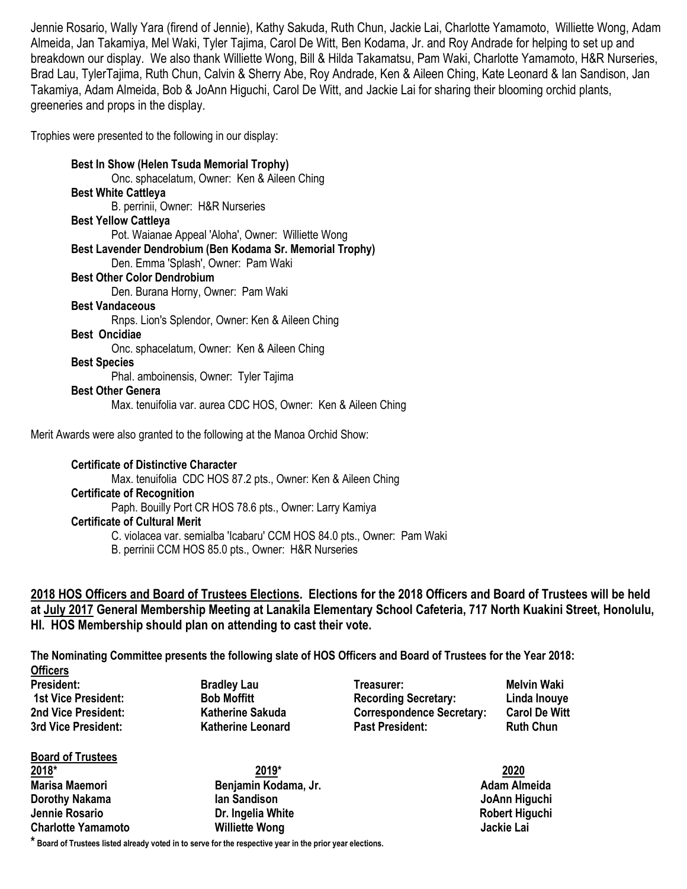Jennie Rosario, Wally Yara (firend of Jennie), Kathy Sakuda, Ruth Chun, Jackie Lai, Charlotte Yamamoto, Williette Wong, Adam Almeida, Jan Takamiya, Mel Waki, Tyler Tajima, Carol De Witt, Ben Kodama, Jr. and Roy Andrade for helping to set up and breakdown our display. We also thank Williette Wong, Bill & Hilda Takamatsu, Pam Waki, Charlotte Yamamoto, H&R Nurseries, Brad Lau, TylerTajima, Ruth Chun, Calvin & Sherry Abe, Roy Andrade, Ken & Aileen Ching, Kate Leonard & Ian Sandison, Jan Takamiya, Adam Almeida, Bob & JoAnn Higuchi, Carol De Witt, and Jackie Lai for sharing their blooming orchid plants, greeneries and props in the display.

Trophies were presented to the following in our display:

**Best In Show (Helen Tsuda Memorial Trophy)**
Onc. sphacelatum, Owner: Ken & Aileen Ching

**Best White Cattleya**
B. perrinii, Owner: H&R Nurseries

**Best Yellow Cattleya**
Pot. Waianae Appeal 'Aloha', Owner: Williette Wong

**Best Lavender Dendrobium (Ben Kodama Sr. Memorial Trophy)**
Den. Emma 'Splash', Owner: Pam Waki

**Best Other Color Dendrobium**
Den. Burana Horny, Owner: Pam Waki

**Best Vandaceous**
Rnps. Lion's Splendor, Owner: Ken & Aileen Ching

**Best Oncidiae**
Onc. sphacelatum, Owner: Ken & Aileen Ching

**Best Species**
Phal. amboinensis, Owner: Tyler Tajima

**Best Other Genera**
Max. tenuifolia var. aurea CDC HOS, Owner: Ken & Aileen Ching

Merit Awards were also granted to the following at the Manoa Orchid Show:

**Certificate of Distinctive Character**
Max. tenuifolia CDC HOS 87.2 pts., Owner: Ken & Aileen Ching

**Certificate of Recognition**
Paph. Bouilly Port CR HOS 78.6 pts., Owner: Larry Kamiya

**Certificate of Cultural Merit**
C. violacea var. semialba 'Icabaru' CCM HOS 84.0 pts., Owner: Pam Waki
B. perrinii CCM HOS 85.0 pts., Owner: H&R Nurseries

**<u>2018 HOS Officers and Board of Trustees Elections</u>. Elections for the 2018 Officers and Board of Trustees will be held at <u>July 2017</u> General Membership Meeting at Lanakila Elementary School Cafeteria, 717 North Kuakini Street, Honolulu, HI. HOS Membership should plan on attending to cast their vote.**

**The Nominating Committee presents the following slate of HOS Officers and Board of Trustees for the Year 2018:**

**<u>Officers</u>**

| | | | |
|---|---|---|---|
| **President:** | **Bradley Lau** | **Treasurer:** | **Melvin Waki** |
| **1st Vice President:** | **Bob Moffitt** | **Recording Secretary:** | **Linda Inouye** |
| **2nd Vice President:** | **Katherine Sakuda** | **Correspondence Secretary:** | **Carol De Witt** |
| **3rd Vice President:** | **Katherine Leonard** | **Past President:** | **Ruth Chun** |

**<u>Board of Trustees</u>**

| **2018*** | **2019*** | **2020** |
|---|---|---|
| **Marisa Maemori** | **Benjamin Kodama, Jr.** | **Adam Almeida** |
| **Dorothy Nakama** | **Ian Sandison** | **JoAnn Higuchi** |
| **Jennie Rosario** | **Dr. Ingelia White** | **Robert Higuchi** |
| **Charlotte Yamamoto** | **Williette Wong** | **Jackie Lai** |

**\* Board of Trustees listed already voted in to serve for the respective year in the prior year elections.**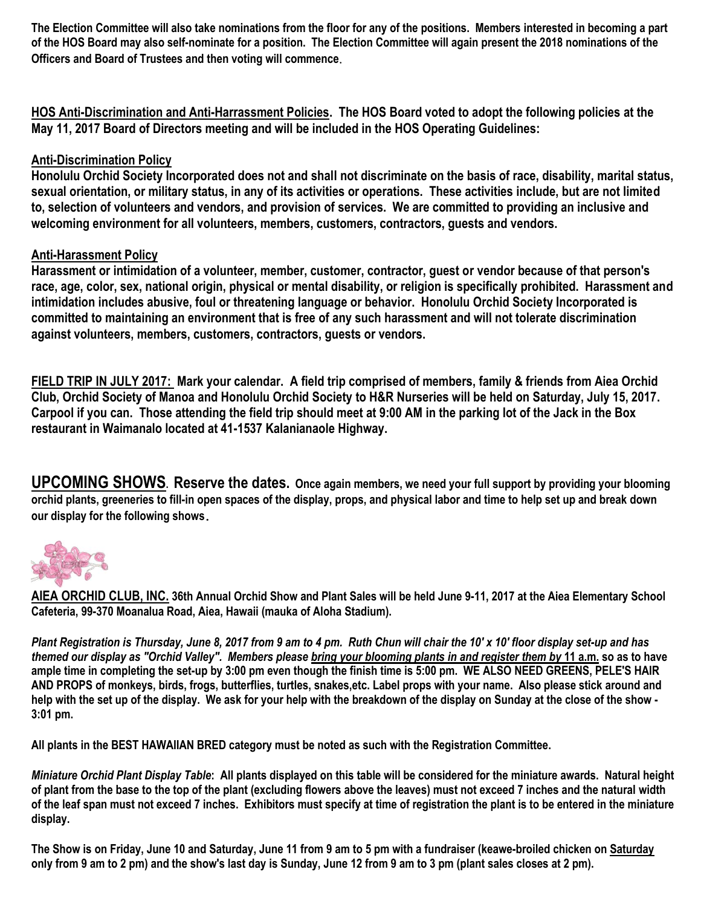**The Election Committee will also take nominations from the floor for any of the positions. Members interested in becoming a part of the HOS Board may also self-nominate for a position. The Election Committee will again present the 2018 nominations of the Officers and Board of Trustees and then voting will commence.**

**HOS Anti-Discrimination and Anti-Harrassment Policies. The HOS Board voted to adopt the following policies at the May 11, 2017 Board of Directors meeting and will be included in the HOS Operating Guidelines:**

**Anti-Discrimination Policy**

**Honolulu Orchid Society Incorporated does not and shall not discriminate on the basis of race, disability, marital status, sexual orientation, or military status, in any of its activities or operations. These activities include, but are not limited to, selection of volunteers and vendors, and provision of services. We are committed to providing an inclusive and welcoming environment for all volunteers, members, customers, contractors, guests and vendors.**

**Anti-Harassment Policy**

**Harassment or intimidation of a volunteer, member, customer, contractor, guest or vendor because of that person's race, age, color, sex, national origin, physical or mental disability, or religion is specifically prohibited. Harassment and intimidation includes abusive, foul or threatening language or behavior. Honolulu Orchid Society Incorporated is committed to maintaining an environment that is free of any such harassment and will not tolerate discrimination against volunteers, members, customers, contractors, guests or vendors.**

**FIELD TRIP IN JULY 2017: Mark your calendar. A field trip comprised of members, family & friends from Aiea Orchid Club, Orchid Society of Manoa and Honolulu Orchid Society to H&R Nurseries will be held on Saturday, July 15, 2017. Carpool if you can. Those attending the field trip should meet at 9:00 AM in the parking lot of the Jack in the Box restaurant in Waimanalo located at 41-1537 Kalanianaole Highway.**

## UPCOMING SHOWS. Reserve the dates.

**Once again members, we need your full support by providing your blooming orchid plants, greeneries to fill-in open spaces of the display, props, and physical labor and time to help set up and break down our display for the following shows.**

**AIEA ORCHID CLUB, INC. 36th Annual Orchid Show and Plant Sales will be held June 9-11, 2017 at the Aiea Elementary School Cafeteria, 99-370 Moanalua Road, Aiea, Hawaii (mauka of Aloha Stadium).**

***Plant Registration is Thursday, June 8, 2017 from 9 am to 4 pm. Ruth Chun will chair the 10' x 10' floor display set-up and has themed our display as "Orchid Valley". Members please bring your blooming plants in and register them by*** **11 a.m. so as to have ample time in completing the set-up by 3:00 pm even though the finish time is 5:00 pm. WE ALSO NEED GREENS, PELE'S HAIR AND PROPS of monkeys, birds, frogs, butterflies, turtles, snakes,etc. Label props with your name. Also please stick around and help with the set up of the display. We ask for your help with the breakdown of the display on Sunday at the close of the show - 3:01 pm.**

**All plants in the BEST HAWAIIAN BRED category must be noted as such with the Registration Committee.**

***Miniature Orchid Plant Display Table*: All plants displayed on this table will be considered for the miniature awards. Natural height of plant from the base to the top of the plant (excluding flowers above the leaves) must not exceed 7 inches and the natural width of the leaf span must not exceed 7 inches. Exhibitors must specify at time of registration the plant is to be entered in the miniature display.**

**The Show is on Friday, June 10 and Saturday, June 11 from 9 am to 5 pm with a fundraiser (keawe-broiled chicken on Saturday only from 9 am to 2 pm) and the show's last day is Sunday, June 12 from 9 am to 3 pm (plant sales closes at 2 pm).**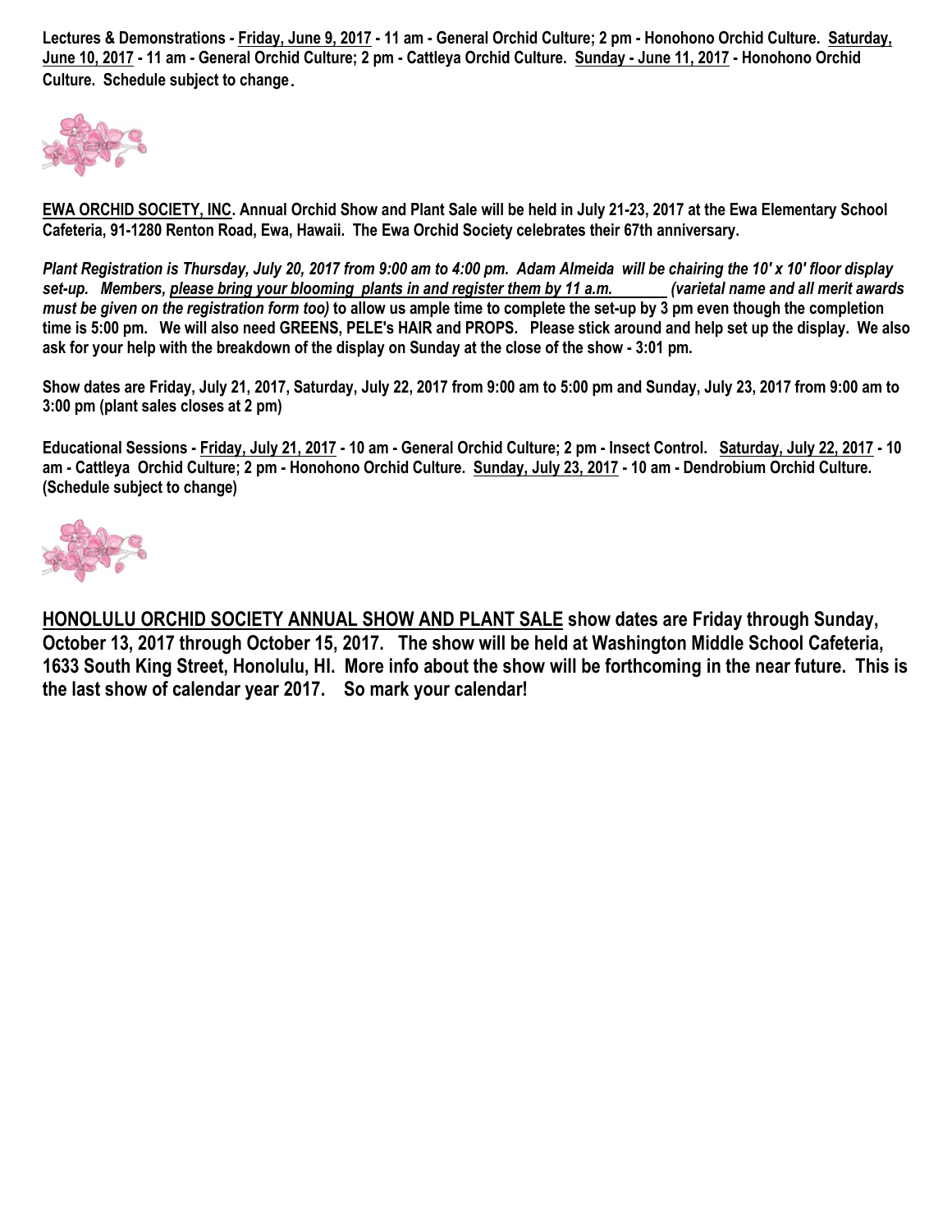**Lectures & Demonstrations - Friday, June 9, 2017 - 11 am - General Orchid Culture; 2 pm - Honohono Orchid Culture. Saturday, June 10, 2017 - 11 am - General Orchid Culture; 2 pm - Cattleya Orchid Culture. Sunday - June 11, 2017 - Honohono Orchid Culture. Schedule subject to change.**

**EWA ORCHID SOCIETY, INC. Annual Orchid Show and Plant Sale will be held in July 21-23, 2017 at the Ewa Elementary School Cafeteria, 91-1280 Renton Road, Ewa, Hawaii. The Ewa Orchid Society celebrates their 67th anniversary.**

***Plant Registration is Thursday, July 20, 2017 from 9:00 am to 4:00 pm. Adam Almeida will be chairing the 10' x 10' floor display set-up. Members, please bring your blooming plants in and register them by 11 a.m. (varietal name and all merit awards must be given on the registration form too)*** **to allow us ample time to complete the set-up by 3 pm even though the completion time is 5:00 pm. We will also need GREENS, PELE's HAIR and PROPS. Please stick around and help set up the display. We also ask for your help with the breakdown of the display on Sunday at the close of the show - 3:01 pm.**

**Show dates are Friday, July 21, 2017, Saturday, July 22, 2017 from 9:00 am to 5:00 pm and Sunday, July 23, 2017 from 9:00 am to 3:00 pm (plant sales closes at 2 pm)**

**Educational Sessions - Friday, July 21, 2017 - 10 am - General Orchid Culture; 2 pm - Insect Control. Saturday, July 22, 2017 - 10 am - Cattleya Orchid Culture; 2 pm - Honohono Orchid Culture. Sunday, July 23, 2017 - 10 am - Dendrobium Orchid Culture. (Schedule subject to change)**

**HONOLULU ORCHID SOCIETY ANNUAL SHOW AND PLANT SALE show dates are Friday through Sunday, October 13, 2017 through October 15, 2017. The show will be held at Washington Middle School Cafeteria, 1633 South King Street, Honolulu, HI. More info about the show will be forthcoming in the near future. This is the last show of calendar year 2017. So mark your calendar!**